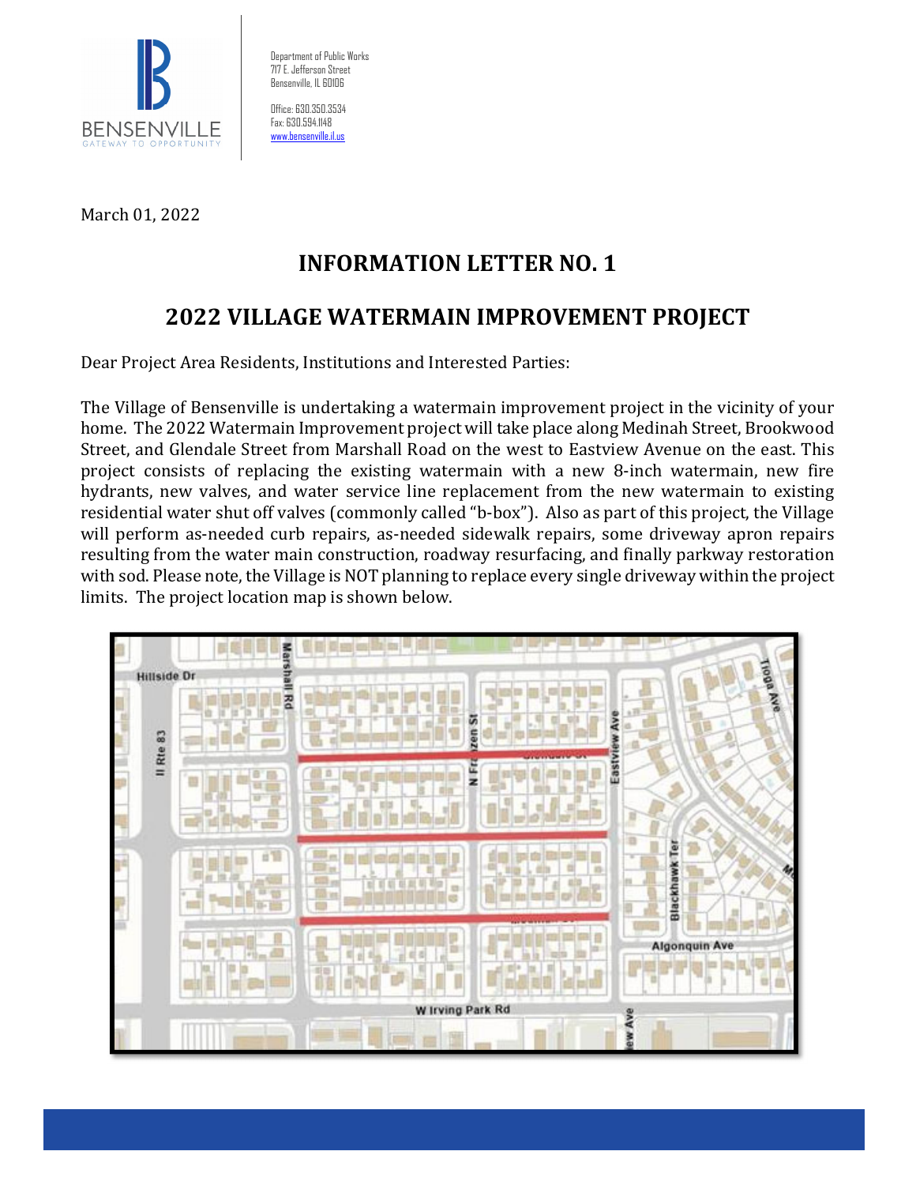BENSENVILLE
GATEWAY TO OPPORTUNITY

Department of Public Works
717 E. Jefferson Street
Bensenville, IL 60106

Office: 630.350.3534
Fax: 630.594.1148
www.bensenville.il.us

March 01, 2022

# INFORMATION LETTER NO. 1

# 2022 VILLAGE WATERMAIN IMPROVEMENT PROJECT

Dear Project Area Residents, Institutions and Interested Parties:

The Village of Bensenville is undertaking a watermain improvement project in the vicinity of your home. The 2022 Watermain Improvement project will take place along Medinah Street, Brookwood Street, and Glendale Street from Marshall Road on the west to Eastview Avenue on the east. This project consists of replacing the existing watermain with a new 8-inch watermain, new fire hydrants, new valves, and water service line replacement from the new watermain to existing residential water shut off valves (commonly called "b-box"). Also as part of this project, the Village will perform as-needed curb repairs, as-needed sidewalk repairs, some driveway apron repairs resulting from the water main construction, roadway resurfacing, and finally parkway restoration with sod. Please note, the Village is NOT planning to replace every single driveway within the project limits. The project location map is shown below.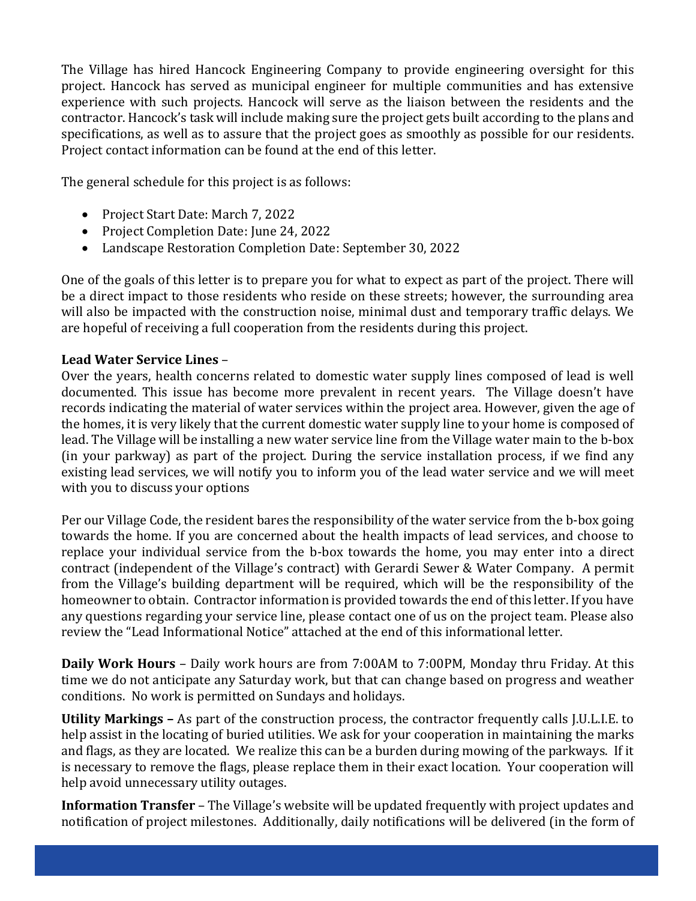The Village has hired Hancock Engineering Company to provide engineering oversight for this project. Hancock has served as municipal engineer for multiple communities and has extensive experience with such projects. Hancock will serve as the liaison between the residents and the contractor. Hancock's task will include making sure the project gets built according to the plans and specifications, as well as to assure that the project goes as smoothly as possible for our residents. Project contact information can be found at the end of this letter.

The general schedule for this project is as follows:

- Project Start Date: March 7, 2022
- Project Completion Date: June 24, 2022
- Landscape Restoration Completion Date: September 30, 2022

One of the goals of this letter is to prepare you for what to expect as part of the project. There will be a direct impact to those residents who reside on these streets; however, the surrounding area will also be impacted with the construction noise, minimal dust and temporary traffic delays. We are hopeful of receiving a full cooperation from the residents during this project.

**Lead Water Service Lines** –
Over the years, health concerns related to domestic water supply lines composed of lead is well documented. This issue has become more prevalent in recent years. The Village doesn't have records indicating the material of water services within the project area. However, given the age of the homes, it is very likely that the current domestic water supply line to your home is composed of lead. The Village will be installing a new water service line from the Village water main to the b-box (in your parkway) as part of the project. During the service installation process, if we find any existing lead services, we will notify you to inform you of the lead water service and we will meet with you to discuss your options

Per our Village Code, the resident bares the responsibility of the water service from the b-box going towards the home. If you are concerned about the health impacts of lead services, and choose to replace your individual service from the b-box towards the home, you may enter into a direct contract (independent of the Village's contract) with Gerardi Sewer & Water Company. A permit from the Village's building department will be required, which will be the responsibility of the homeowner to obtain. Contractor information is provided towards the end of this letter. If you have any questions regarding your service line, please contact one of us on the project team. Please also review the "Lead Informational Notice" attached at the end of this informational letter.

**Daily Work Hours** – Daily work hours are from 7:00AM to 7:00PM, Monday thru Friday. At this time we do not anticipate any Saturday work, but that can change based on progress and weather conditions. No work is permitted on Sundays and holidays.

**Utility Markings –** As part of the construction process, the contractor frequently calls J.U.L.I.E. to help assist in the locating of buried utilities. We ask for your cooperation in maintaining the marks and flags, as they are located. We realize this can be a burden during mowing of the parkways. If it is necessary to remove the flags, please replace them in their exact location. Your cooperation will help avoid unnecessary utility outages.

**Information Transfer** – The Village's website will be updated frequently with project updates and notification of project milestones. Additionally, daily notifications will be delivered (in the form of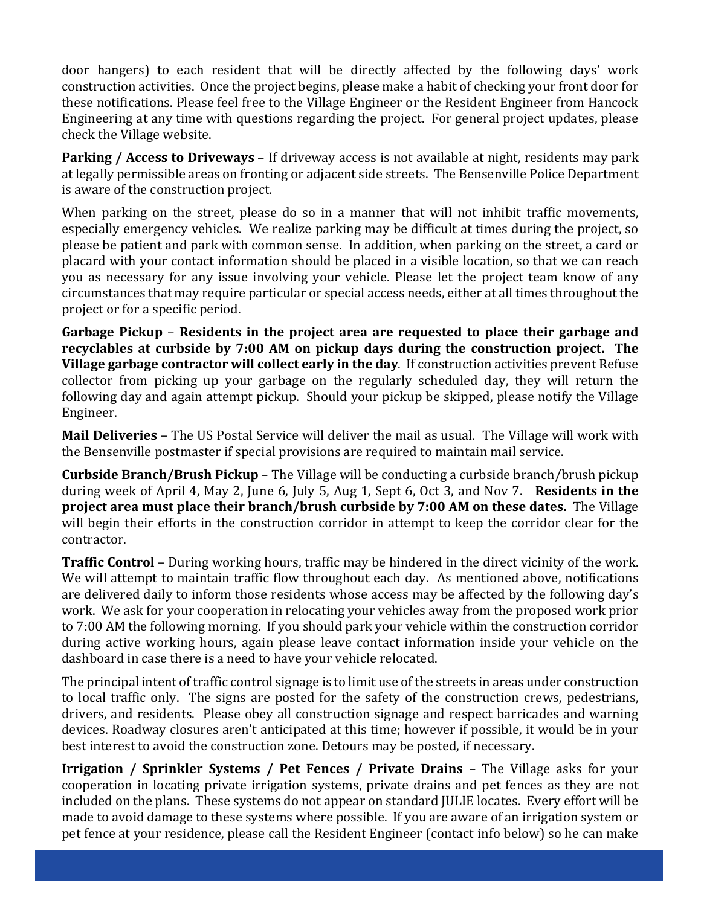door hangers) to each resident that will be directly affected by the following days' work construction activities. Once the project begins, please make a habit of checking your front door for these notifications. Please feel free to the Village Engineer or the Resident Engineer from Hancock Engineering at any time with questions regarding the project. For general project updates, please check the Village website.

**Parking / Access to Driveways** – If driveway access is not available at night, residents may park at legally permissible areas on fronting or adjacent side streets. The Bensenville Police Department is aware of the construction project.

When parking on the street, please do so in a manner that will not inhibit traffic movements, especially emergency vehicles. We realize parking may be difficult at times during the project, so please be patient and park with common sense. In addition, when parking on the street, a card or placard with your contact information should be placed in a visible location, so that we can reach you as necessary for any issue involving your vehicle. Please let the project team know of any circumstances that may require particular or special access needs, either at all times throughout the project or for a specific period.

**Garbage Pickup** – **Residents in the project area are requested to place their garbage and recyclables at curbside by 7:00 AM on pickup days during the construction project. The Village garbage contractor will collect early in the day**. If construction activities prevent Refuse collector from picking up your garbage on the regularly scheduled day, they will return the following day and again attempt pickup. Should your pickup be skipped, please notify the Village Engineer.

**Mail Deliveries** – The US Postal Service will deliver the mail as usual. The Village will work with the Bensenville postmaster if special provisions are required to maintain mail service.

**Curbside Branch/Brush Pickup** – The Village will be conducting a curbside branch/brush pickup during week of April 4, May 2, June 6, July 5, Aug 1, Sept 6, Oct 3, and Nov 7. **Residents in the project area must place their branch/brush curbside by 7:00 AM on these dates.** The Village will begin their efforts in the construction corridor in attempt to keep the corridor clear for the contractor.

**Traffic Control** – During working hours, traffic may be hindered in the direct vicinity of the work. We will attempt to maintain traffic flow throughout each day. As mentioned above, notifications are delivered daily to inform those residents whose access may be affected by the following day's work. We ask for your cooperation in relocating your vehicles away from the proposed work prior to 7:00 AM the following morning. If you should park your vehicle within the construction corridor during active working hours, again please leave contact information inside your vehicle on the dashboard in case there is a need to have your vehicle relocated.

The principal intent of traffic control signage is to limit use of the streets in areas under construction to local traffic only. The signs are posted for the safety of the construction crews, pedestrians, drivers, and residents. Please obey all construction signage and respect barricades and warning devices. Roadway closures aren't anticipated at this time; however if possible, it would be in your best interest to avoid the construction zone. Detours may be posted, if necessary.

**Irrigation / Sprinkler Systems / Pet Fences / Private Drains** – The Village asks for your cooperation in locating private irrigation systems, private drains and pet fences as they are not included on the plans. These systems do not appear on standard JULIE locates. Every effort will be made to avoid damage to these systems where possible. If you are aware of an irrigation system or pet fence at your residence, please call the Resident Engineer (contact info below) so he can make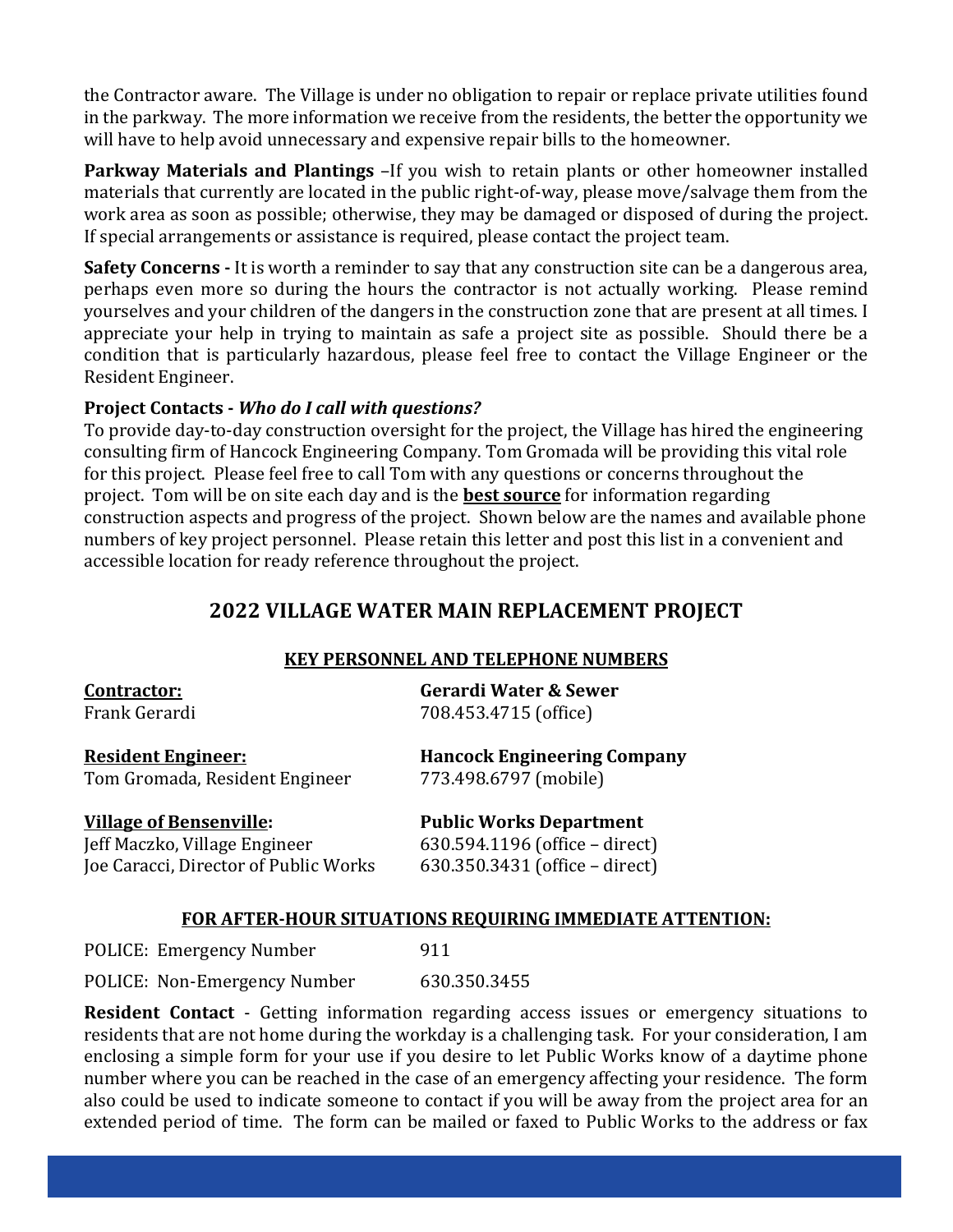the Contractor aware. The Village is under no obligation to repair or replace private utilities found in the parkway. The more information we receive from the residents, the better the opportunity we will have to help avoid unnecessary and expensive repair bills to the homeowner.

**Parkway Materials and Plantings** –If you wish to retain plants or other homeowner installed materials that currently are located in the public right-of-way, please move/salvage them from the work area as soon as possible; otherwise, they may be damaged or disposed of during the project. If special arrangements or assistance is required, please contact the project team.

**Safety Concerns -** It is worth a reminder to say that any construction site can be a dangerous area, perhaps even more so during the hours the contractor is not actually working. Please remind yourselves and your children of the dangers in the construction zone that are present at all times. I appreciate your help in trying to maintain as safe a project site as possible. Should there be a condition that is particularly hazardous, please feel free to contact the Village Engineer or the Resident Engineer.

**Project Contacts -** ***Who do I call with questions?***
To provide day-to-day construction oversight for the project, the Village has hired the engineering consulting firm of Hancock Engineering Company. Tom Gromada will be providing this vital role for this project. Please feel free to call Tom with any questions or concerns throughout the project. Tom will be on site each day and is the <u>**best source**</u> for information regarding construction aspects and progress of the project. Shown below are the names and available phone numbers of key project personnel. Please retain this letter and post this list in a convenient and accessible location for ready reference throughout the project.

## 2022 VILLAGE WATER MAIN REPLACEMENT PROJECT

### <u>KEY PERSONNEL AND TELEPHONE NUMBERS</u>

| | |
|---|---|
| <u>**Contractor:**</u> | **Gerardi Water & Sewer** |
| Frank Gerardi | 708.453.4715 (office) |
| <u>**Resident Engineer:**</u> | **Hancock Engineering Company** |
| Tom Gromada, Resident Engineer | 773.498.6797 (mobile) |
| <u>**Village of Bensenville**</u>**:** | **Public Works Department** |
| Jeff Maczko, Village Engineer | 630.594.1196 (office – direct) |
| Joe Caracci, Director of Public Works | 630.350.3431 (office – direct) |

### <u>FOR AFTER-HOUR SITUATIONS REQUIRING IMMEDIATE ATTENTION:</u>

| | |
|---|---|
| POLICE: Emergency Number | 911 |
| POLICE: Non-Emergency Number | 630.350.3455 |

**Resident Contact** - Getting information regarding access issues or emergency situations to residents that are not home during the workday is a challenging task. For your consideration, I am enclosing a simple form for your use if you desire to let Public Works know of a daytime phone number where you can be reached in the case of an emergency affecting your residence. The form also could be used to indicate someone to contact if you will be away from the project area for an extended period of time. The form can be mailed or faxed to Public Works to the address or fax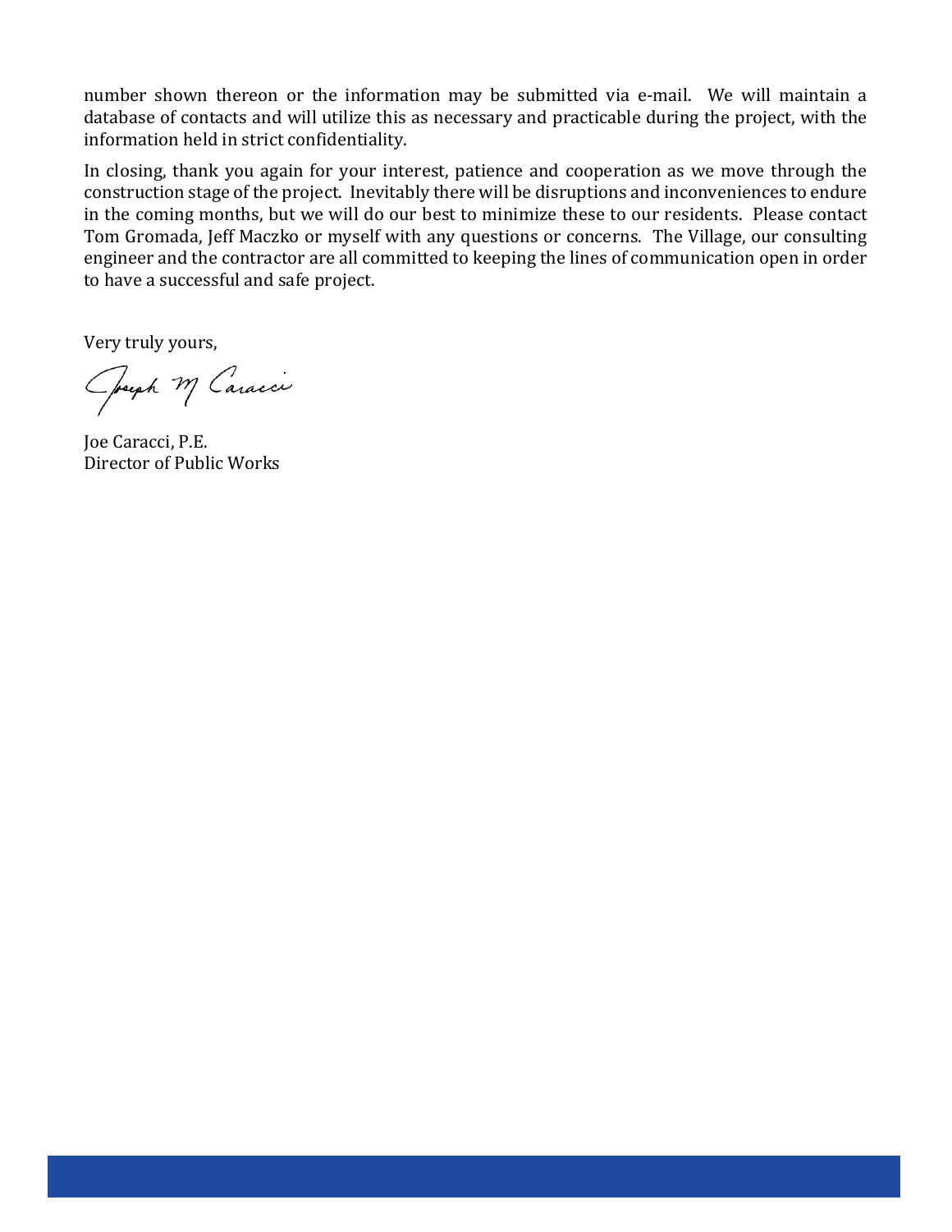number shown thereon or the information may be submitted via e-mail. We will maintain a database of contacts and will utilize this as necessary and practicable during the project, with the information held in strict confidentiality.

In closing, thank you again for your interest, patience and cooperation as we move through the construction stage of the project. Inevitably there will be disruptions and inconveniences to endure in the coming months, but we will do our best to minimize these to our residents. Please contact Tom Gromada, Jeff Maczko or myself with any questions or concerns. The Village, our consulting engineer and the contractor are all committed to keeping the lines of communication open in order to have a successful and safe project.

Very truly yours,

Joseph M Caracci

Joe Caracci, P.E.
Director of Public Works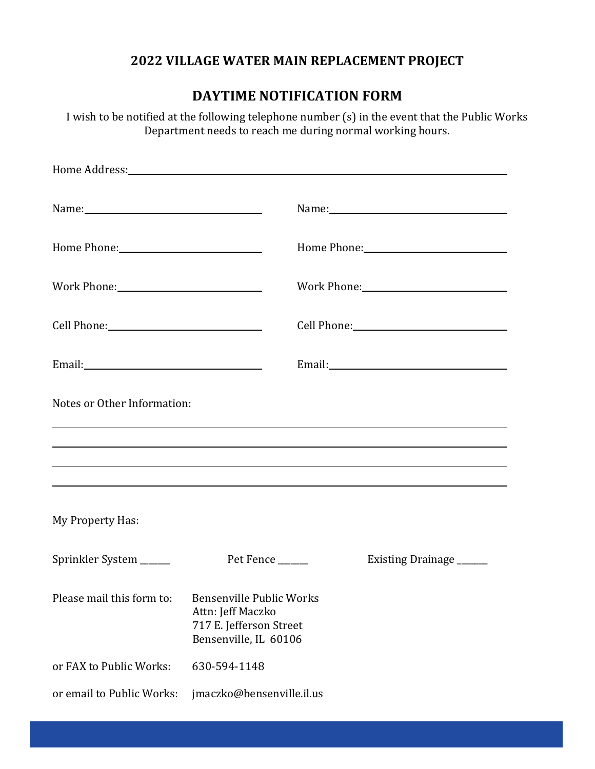## 2022 VILLAGE WATER MAIN REPLACEMENT PROJECT

## DAYTIME NOTIFICATION FORM

I wish to be notified at the following telephone number (s) in the event that the Public Works Department needs to reach me during normal working hours.

Home Address:\_\_\_\_\_\_\_\_\_\_\_\_\_\_\_\_\_\_\_\_\_\_\_\_\_\_\_\_\_\_\_\_\_\_\_\_\_\_\_\_\_\_\_\_\_\_\_\_\_\_\_\_\_\_\_\_\_\_\_\_

| | |
|---|---|
| Name:\_\_\_\_\_\_\_\_\_\_\_\_\_\_\_\_\_\_\_\_\_\_\_\_ | Name:\_\_\_\_\_\_\_\_\_\_\_\_\_\_\_\_\_\_\_\_\_\_\_\_ |
| Home Phone:\_\_\_\_\_\_\_\_\_\_\_\_\_\_\_\_\_\_\_ | Home Phone:\_\_\_\_\_\_\_\_\_\_\_\_\_\_\_\_\_\_\_ |
| Work Phone:\_\_\_\_\_\_\_\_\_\_\_\_\_\_\_\_\_\_\_ | Work Phone:\_\_\_\_\_\_\_\_\_\_\_\_\_\_\_\_\_\_\_ |
| Cell Phone:\_\_\_\_\_\_\_\_\_\_\_\_\_\_\_\_\_\_\_\_ | Cell Phone:\_\_\_\_\_\_\_\_\_\_\_\_\_\_\_\_\_\_\_\_ |
| Email:\_\_\_\_\_\_\_\_\_\_\_\_\_\_\_\_\_\_\_\_\_\_\_\_ | Email:\_\_\_\_\_\_\_\_\_\_\_\_\_\_\_\_\_\_\_\_\_\_\_\_ |

Notes or Other Information:

\_\_\_\_\_\_\_\_\_\_\_\_\_\_\_\_\_\_\_\_\_\_\_\_\_\_\_\_\_\_\_\_\_\_\_\_\_\_\_\_\_\_\_\_\_\_\_\_\_\_\_\_\_\_\_\_\_\_\_\_\_\_\_\_\_\_\_\_\_\_

\_\_\_\_\_\_\_\_\_\_\_\_\_\_\_\_\_\_\_\_\_\_\_\_\_\_\_\_\_\_\_\_\_\_\_\_\_\_\_\_\_\_\_\_\_\_\_\_\_\_\_\_\_\_\_\_\_\_\_\_\_\_\_\_\_\_\_\_\_\_

\_\_\_\_\_\_\_\_\_\_\_\_\_\_\_\_\_\_\_\_\_\_\_\_\_\_\_\_\_\_\_\_\_\_\_\_\_\_\_\_\_\_\_\_\_\_\_\_\_\_\_\_\_\_\_\_\_\_\_\_\_\_\_\_\_\_\_\_\_\_

\_\_\_\_\_\_\_\_\_\_\_\_\_\_\_\_\_\_\_\_\_\_\_\_\_\_\_\_\_\_\_\_\_\_\_\_\_\_\_\_\_\_\_\_\_\_\_\_\_\_\_\_\_\_\_\_\_\_\_\_\_\_\_\_\_\_\_\_\_\_

My Property Has:

Sprinkler System \_\_\_\_\_\_ Pet Fence \_\_\_\_\_\_ Existing Drainage \_\_\_\_\_\_

Please mail this form to: Bensenville Public Works
Attn: Jeff Maczko
717 E. Jefferson Street
Bensenville, IL 60106

or FAX to Public Works: 630-594-1148

or email to Public Works: jmaczko@bensenville.il.us